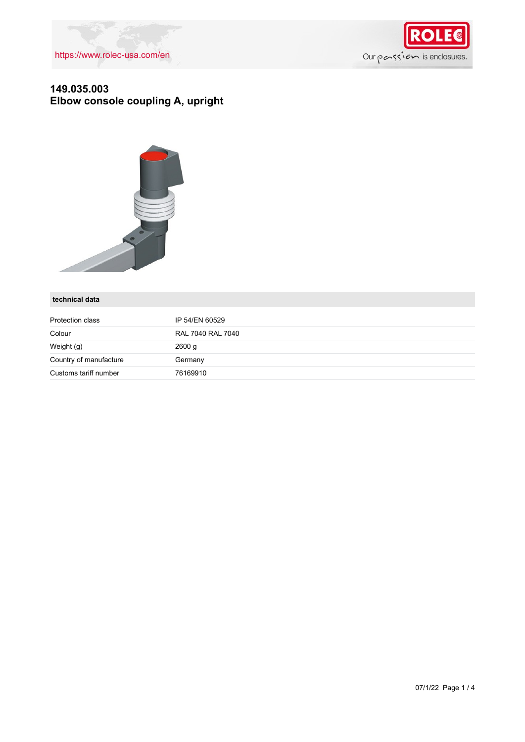https://www.rolec-usa.com/en

# 149.035.003
## Elbow console coupling A, upright

**technical data**

| | |
|---|---|
| Protection class | IP 54/EN 60529 |
| Colour | RAL 7040 RAL 7040 |
| Weight (g) | 2600 g |
| Country of manufacture | Germany |
| Customs tariff number | 76169910 |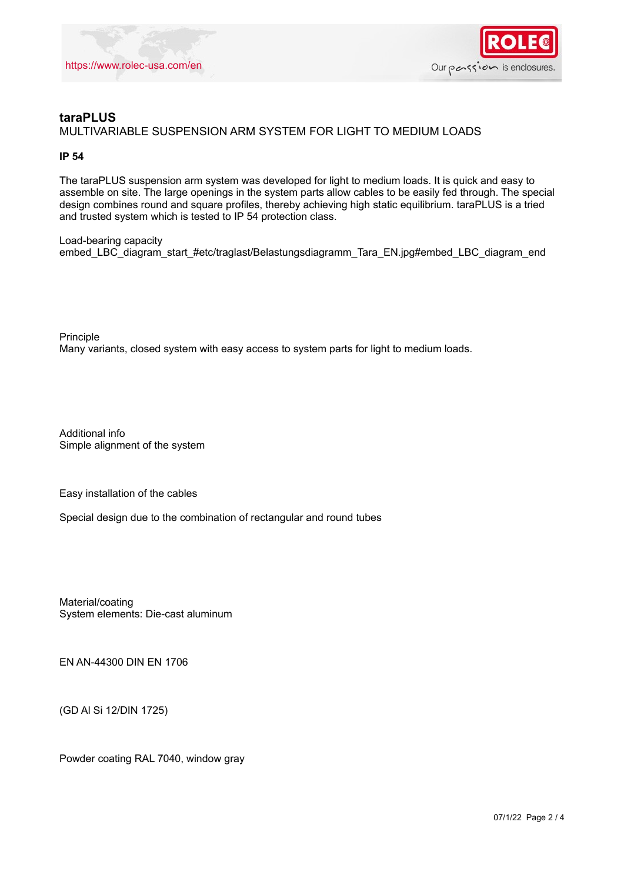# taraPLUS

MULTIVARIABLE SUSPENSION ARM SYSTEM FOR LIGHT TO MEDIUM LOADS

**IP 54**

The taraPLUS suspension arm system was developed for light to medium loads. It is quick and easy to assemble on site. The large openings in the system parts allow cables to be easily fed through. The special design combines round and square profiles, thereby achieving high static equilibrium. taraPLUS is a tried and trusted system which is tested to IP 54 protection class.

Load-bearing capacity

embed_LBC_diagram_start_#etc/traglast/Belastungsdiagramm_Tara_EN.jpg#embed_LBC_diagram_end

Principle

Many variants, closed system with easy access to system parts for light to medium loads.

Additional info

Simple alignment of the system

Easy installation of the cables

Special design due to the combination of rectangular and round tubes

Material/coating

System elements: Die-cast aluminum

EN AN-44300 DIN EN 1706

(GD Al Si 12/DIN 1725)

Powder coating RAL 7040, window gray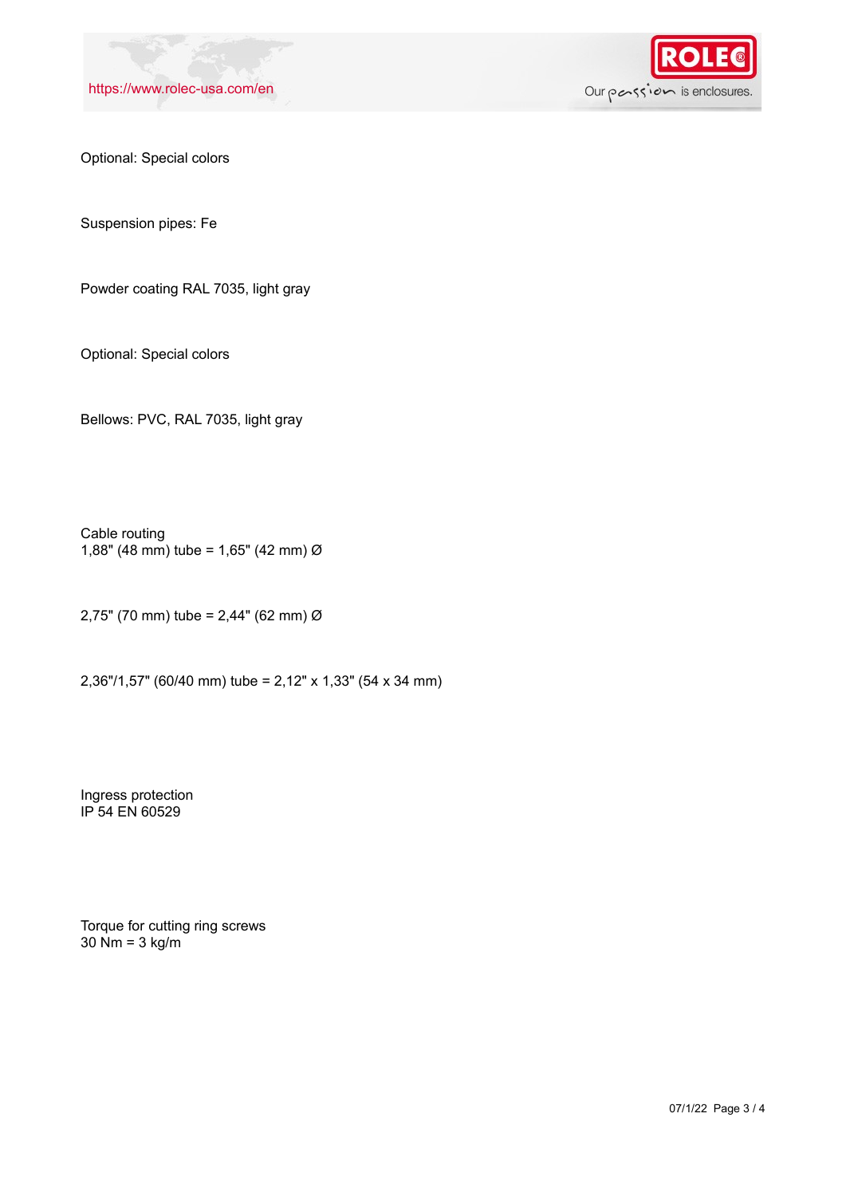Optional: Special colors

Suspension pipes: Fe

Powder coating RAL 7035, light gray

Optional: Special colors

Bellows: PVC, RAL 7035, light gray

Cable routing
1,88" (48 mm) tube = 1,65" (42 mm) Ø

2,75" (70 mm) tube = 2,44" (62 mm) Ø

2,36"/1,57" (60/40 mm) tube = 2,12" x 1,33" (54 x 34 mm)

Ingress protection
IP 54 EN 60529

Torque for cutting ring screws
30 Nm = 3 kg/m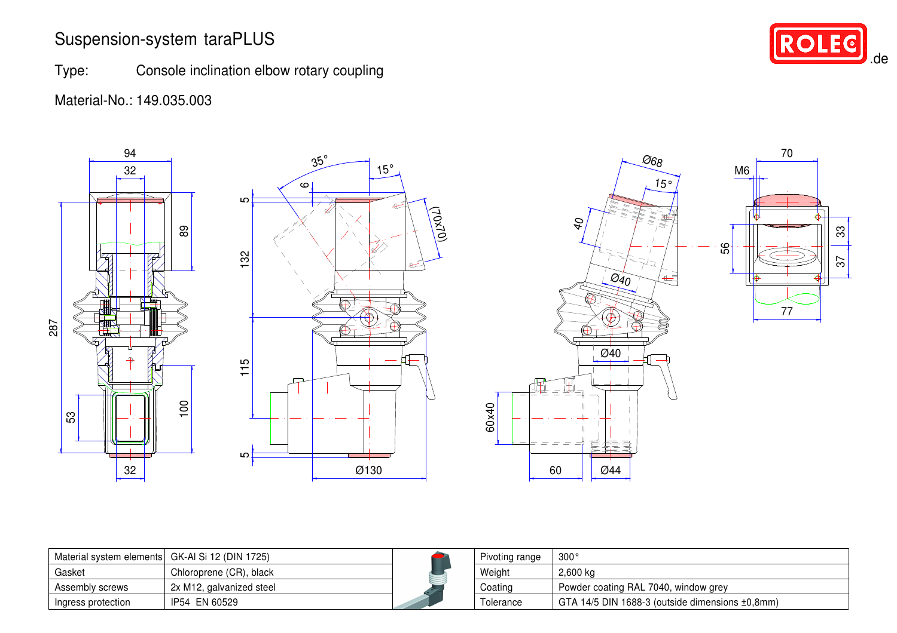# Suspension-system taraPLUS

Type: Console inclination elbow rotary coupling

Material-No.: 149.035.003

ROLEC.de

94
32
89
287
53
100
32

35°
15°
6
5
132
(70x70)
115
5
Ø130

Ø68
15°
40
Ø40
Ø40
60x40
60
Ø44

70
M6
56
33
37
77

| | | | |
|---|---|---|---|
| Material system elements | GK-Al Si 12 (DIN 1725) | Pivoting range | 300° |
| Gasket | Chloroprene (CR), black | Weight | 2,600 kg |
| Assembly screws | 2x M12, galvanized steel | Coating | Powder coating RAL 7040, window grey |
| Ingress protection | IP54 EN 60529 | Tolerance | GTA 14/5 DIN 1688-3 (outside dimensions ±0,8mm) |